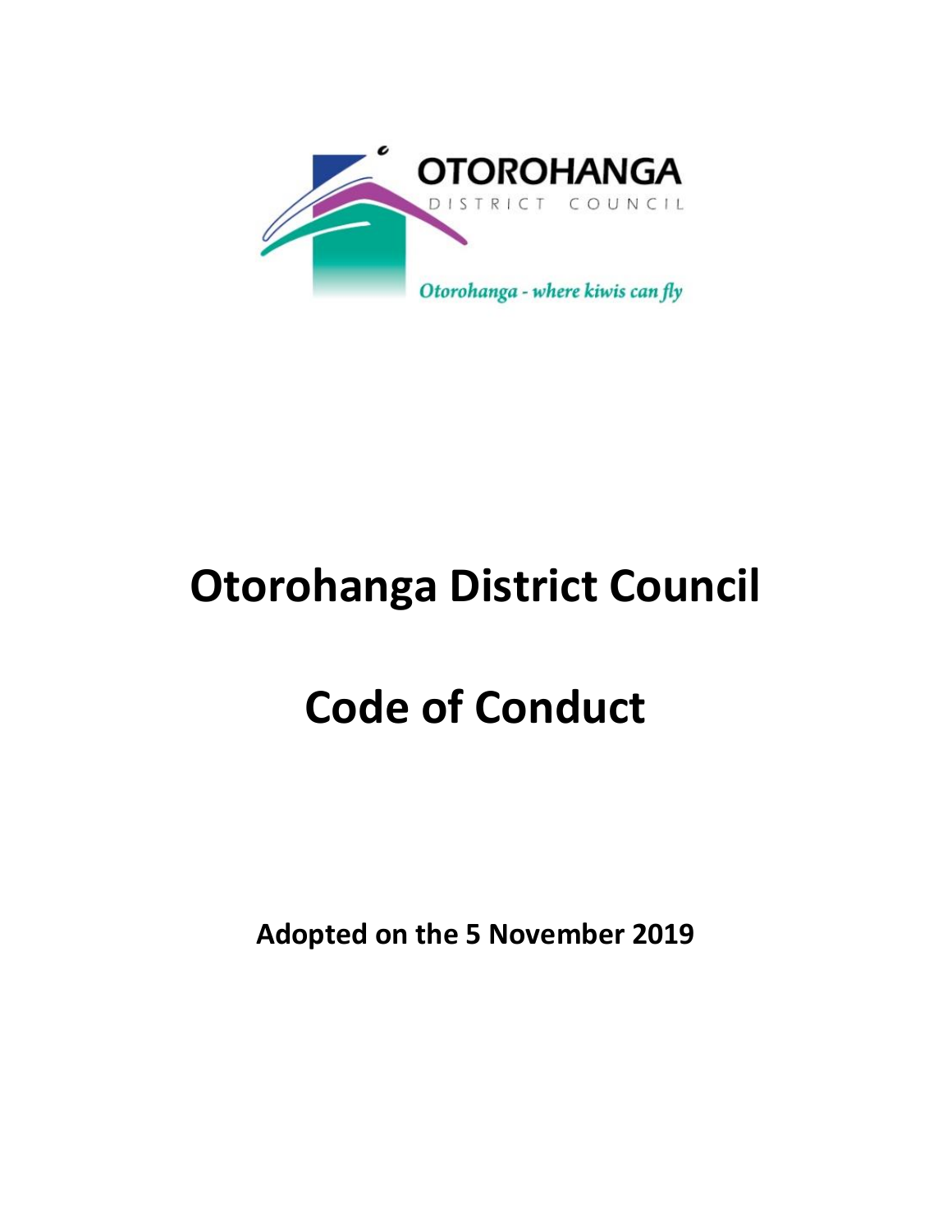OTOROHANGA
DISTRICT COUNCIL

*Otorohanga - where kiwis can fly*

# Otorohanga District Council

# Code of Conduct

**Adopted on the 5 November 2019**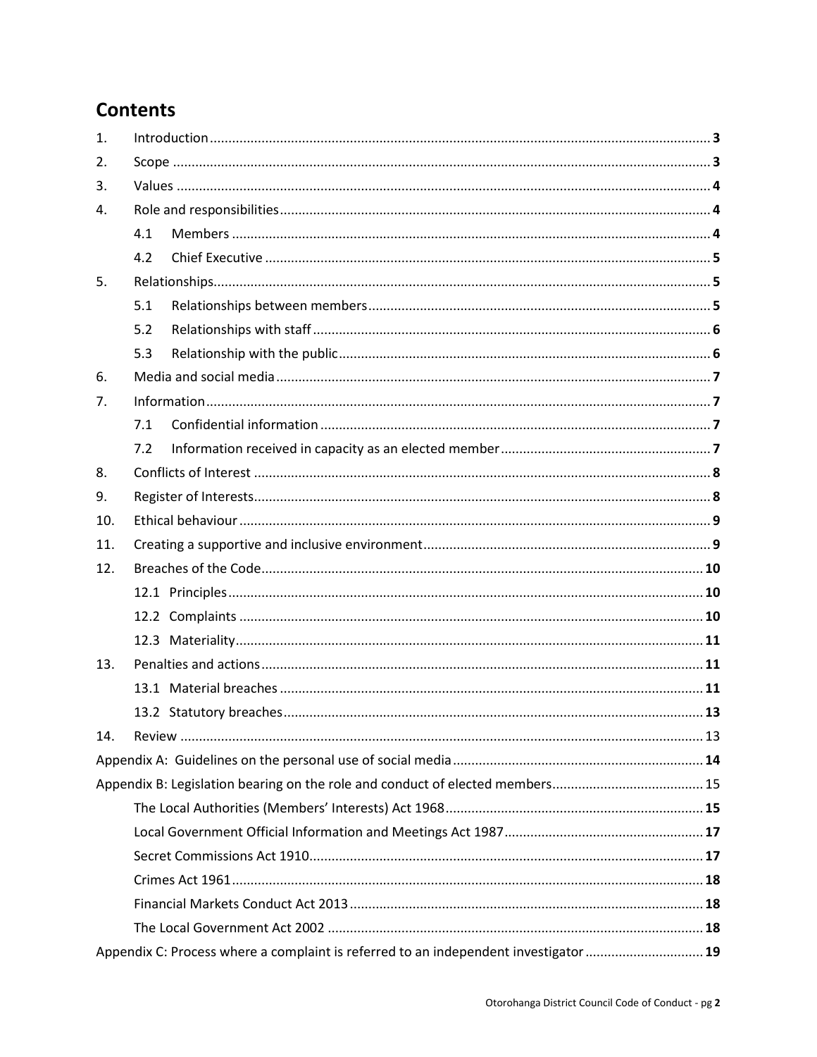# Contents

| | | |
|---|---|---|
| 1. | Introduction | 3 |
| 2. | Scope | 3 |
| 3. | Values | 4 |
| 4. | Role and responsibilities | 4 |
| | 4.1 Members | 4 |
| | 4.2 Chief Executive | 5 |
| 5. | Relationships | 5 |
| | 5.1 Relationships between members | 5 |
| | 5.2 Relationships with staff | 6 |
| | 5.3 Relationship with the public | 6 |
| 6. | Media and social media | 7 |
| 7. | Information | 7 |
| | 7.1 Confidential information | 7 |
| | 7.2 Information received in capacity as an elected member | 7 |
| 8. | Conflicts of Interest | 8 |
| 9. | Register of Interests | 8 |
| 10. | Ethical behaviour | 9 |
| 11. | Creating a supportive and inclusive environment | 9 |
| 12. | Breaches of the Code | 10 |
| | 12.1 Principles | 10 |
| | 12.2 Complaints | 10 |
| | 12.3 Materiality | 11 |
| 13. | Penalties and actions | 11 |
| | 13.1 Material breaches | 11 |
| | 13.2 Statutory breaches | 13 |
| 14. | Review | 13 |
| Appendix A: Guidelines on the personal use of social media | | 14 |
| Appendix B: Legislation bearing on the role and conduct of elected members | | 15 |
| | The Local Authorities (Members' Interests) Act 1968 | 15 |
| | Local Government Official Information and Meetings Act 1987 | 17 |
| | Secret Commissions Act 1910 | 17 |
| | Crimes Act 1961 | 18 |
| | Financial Markets Conduct Act 2013 | 18 |
| | The Local Government Act 2002 | 18 |
| Appendix C: Process where a complaint is referred to an independent investigator | | 19 |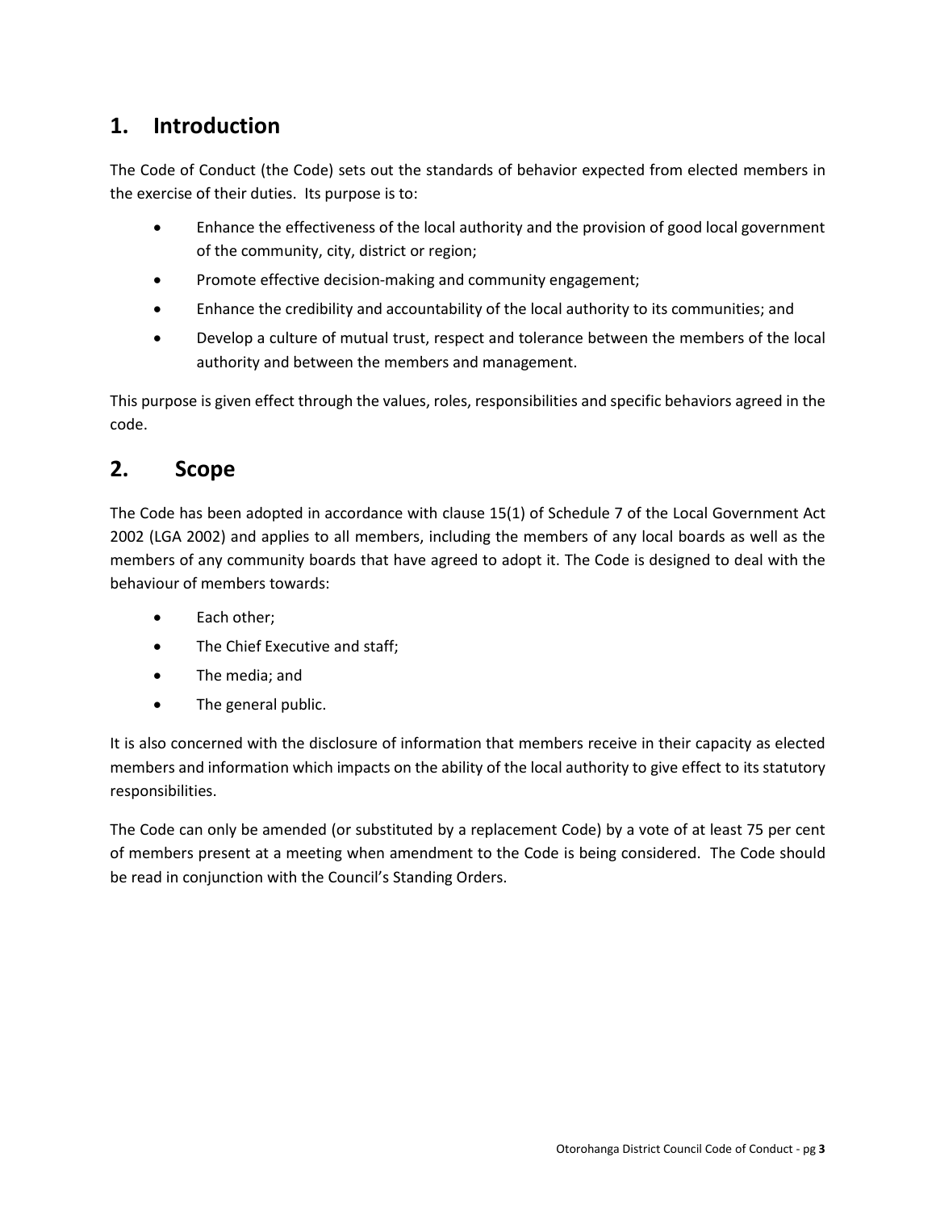## 1. Introduction

The Code of Conduct (the Code) sets out the standards of behavior expected from elected members in the exercise of their duties. Its purpose is to:

- Enhance the effectiveness of the local authority and the provision of good local government of the community, city, district or region;
- Promote effective decision-making and community engagement;
- Enhance the credibility and accountability of the local authority to its communities; and
- Develop a culture of mutual trust, respect and tolerance between the members of the local authority and between the members and management.

This purpose is given effect through the values, roles, responsibilities and specific behaviors agreed in the code.

## 2. Scope

The Code has been adopted in accordance with clause 15(1) of Schedule 7 of the Local Government Act 2002 (LGA 2002) and applies to all members, including the members of any local boards as well as the members of any community boards that have agreed to adopt it. The Code is designed to deal with the behaviour of members towards:

- Each other;
- The Chief Executive and staff;
- The media; and
- The general public.

It is also concerned with the disclosure of information that members receive in their capacity as elected members and information which impacts on the ability of the local authority to give effect to its statutory responsibilities.

The Code can only be amended (or substituted by a replacement Code) by a vote of at least 75 per cent of members present at a meeting when amendment to the Code is being considered. The Code should be read in conjunction with the Council's Standing Orders.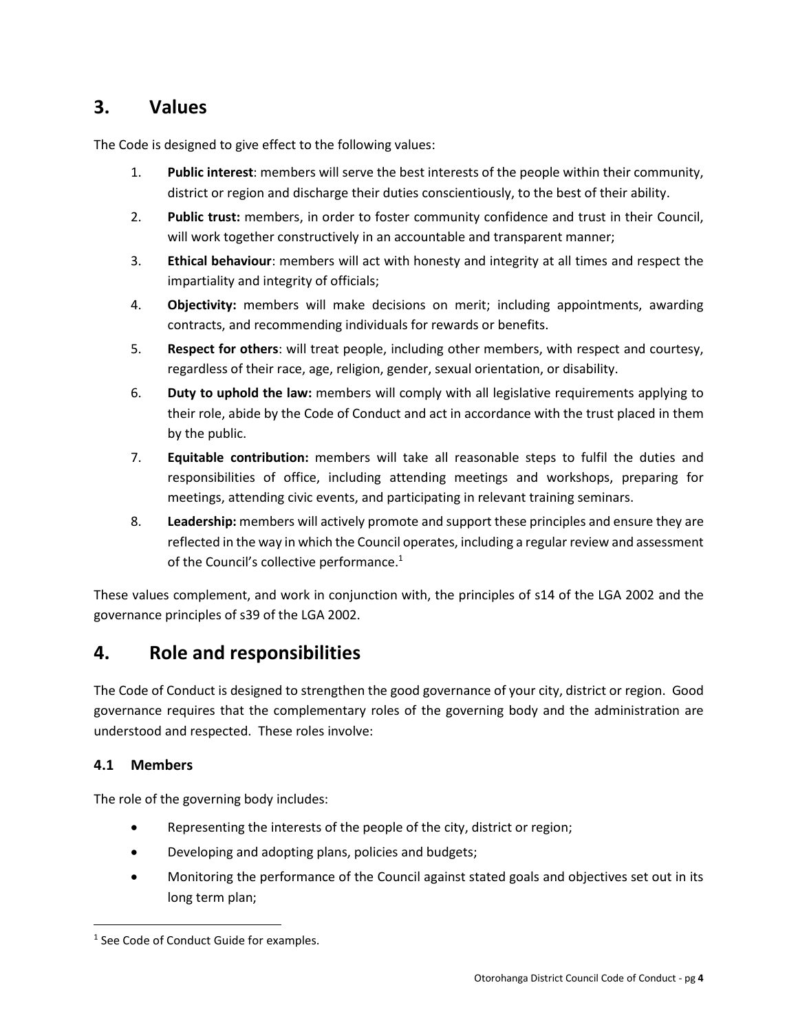## 3. Values

The Code is designed to give effect to the following values:

1. **Public interest**: members will serve the best interests of the people within their community, district or region and discharge their duties conscientiously, to the best of their ability.
2. **Public trust:** members, in order to foster community confidence and trust in their Council, will work together constructively in an accountable and transparent manner;
3. **Ethical behaviour**: members will act with honesty and integrity at all times and respect the impartiality and integrity of officials;
4. **Objectivity:** members will make decisions on merit; including appointments, awarding contracts, and recommending individuals for rewards or benefits.
5. **Respect for others**: will treat people, including other members, with respect and courtesy, regardless of their race, age, religion, gender, sexual orientation, or disability.
6. **Duty to uphold the law:** members will comply with all legislative requirements applying to their role, abide by the Code of Conduct and act in accordance with the trust placed in them by the public.
7. **Equitable contribution:** members will take all reasonable steps to fulfil the duties and responsibilities of office, including attending meetings and workshops, preparing for meetings, attending civic events, and participating in relevant training seminars.
8. **Leadership:** members will actively promote and support these principles and ensure they are reflected in the way in which the Council operates, including a regular review and assessment of the Council's collective performance.[1]

These values complement, and work in conjunction with, the principles of s14 of the LGA 2002 and the governance principles of s39 of the LGA 2002.

## 4. Role and responsibilities

The Code of Conduct is designed to strengthen the good governance of your city, district or region. Good governance requires that the complementary roles of the governing body and the administration are understood and respected. These roles involve:

### 4.1 Members

The role of the governing body includes:

- Representing the interests of the people of the city, district or region;
- Developing and adopting plans, policies and budgets;
- Monitoring the performance of the Council against stated goals and objectives set out in its long term plan;

[1] See Code of Conduct Guide for examples.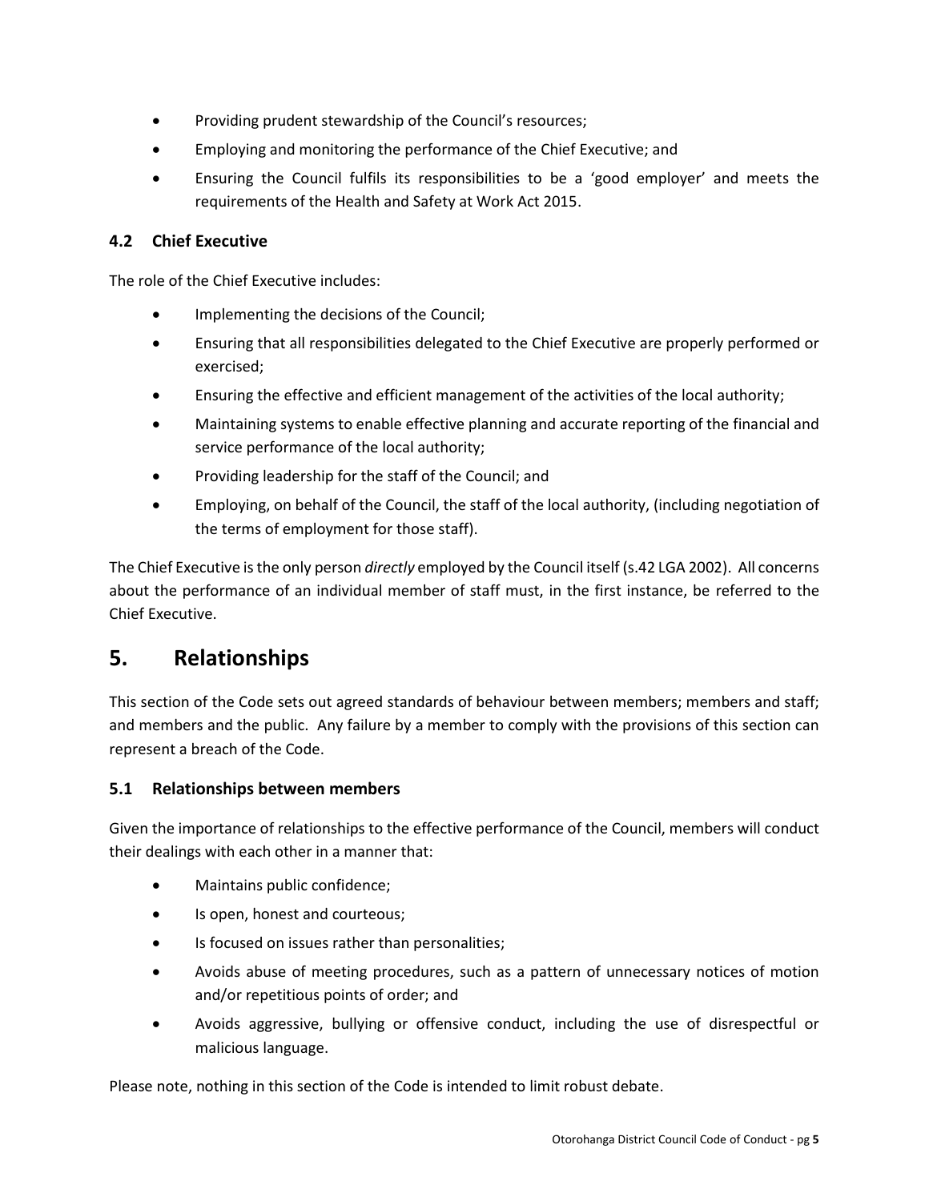- Providing prudent stewardship of the Council's resources;
- Employing and monitoring the performance of the Chief Executive; and
- Ensuring the Council fulfils its responsibilities to be a 'good employer' and meets the requirements of the Health and Safety at Work Act 2015.

### 4.2 Chief Executive

The role of the Chief Executive includes:

- Implementing the decisions of the Council;
- Ensuring that all responsibilities delegated to the Chief Executive are properly performed or exercised;
- Ensuring the effective and efficient management of the activities of the local authority;
- Maintaining systems to enable effective planning and accurate reporting of the financial and service performance of the local authority;
- Providing leadership for the staff of the Council; and
- Employing, on behalf of the Council, the staff of the local authority, (including negotiation of the terms of employment for those staff).

The Chief Executive is the only person *directly* employed by the Council itself (s.42 LGA 2002). All concerns about the performance of an individual member of staff must, in the first instance, be referred to the Chief Executive.

## 5. Relationships

This section of the Code sets out agreed standards of behaviour between members; members and staff; and members and the public. Any failure by a member to comply with the provisions of this section can represent a breach of the Code.

### 5.1 Relationships between members

Given the importance of relationships to the effective performance of the Council, members will conduct their dealings with each other in a manner that:

- Maintains public confidence;
- Is open, honest and courteous;
- Is focused on issues rather than personalities;
- Avoids abuse of meeting procedures, such as a pattern of unnecessary notices of motion and/or repetitious points of order; and
- Avoids aggressive, bullying or offensive conduct, including the use of disrespectful or malicious language.

Please note, nothing in this section of the Code is intended to limit robust debate.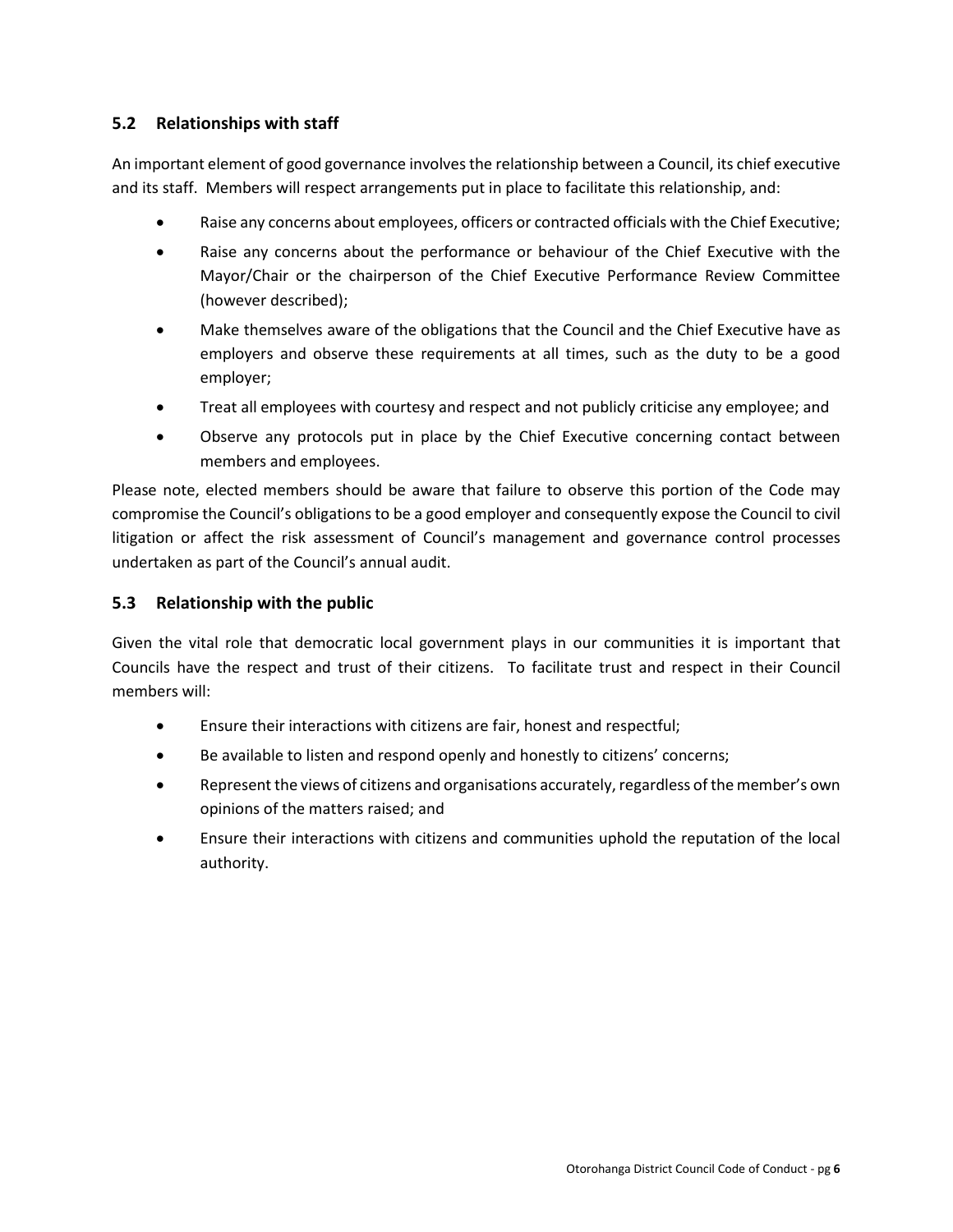## 5.2 Relationships with staff

An important element of good governance involves the relationship between a Council, its chief executive and its staff. Members will respect arrangements put in place to facilitate this relationship, and:

- Raise any concerns about employees, officers or contracted officials with the Chief Executive;
- Raise any concerns about the performance or behaviour of the Chief Executive with the Mayor/Chair or the chairperson of the Chief Executive Performance Review Committee (however described);
- Make themselves aware of the obligations that the Council and the Chief Executive have as employers and observe these requirements at all times, such as the duty to be a good employer;
- Treat all employees with courtesy and respect and not publicly criticise any employee; and
- Observe any protocols put in place by the Chief Executive concerning contact between members and employees.

Please note, elected members should be aware that failure to observe this portion of the Code may compromise the Council's obligations to be a good employer and consequently expose the Council to civil litigation or affect the risk assessment of Council's management and governance control processes undertaken as part of the Council's annual audit.

## 5.3 Relationship with the public

Given the vital role that democratic local government plays in our communities it is important that Councils have the respect and trust of their citizens. To facilitate trust and respect in their Council members will:

- Ensure their interactions with citizens are fair, honest and respectful;
- Be available to listen and respond openly and honestly to citizens' concerns;
- Represent the views of citizens and organisations accurately, regardless of the member's own opinions of the matters raised; and
- Ensure their interactions with citizens and communities uphold the reputation of the local authority.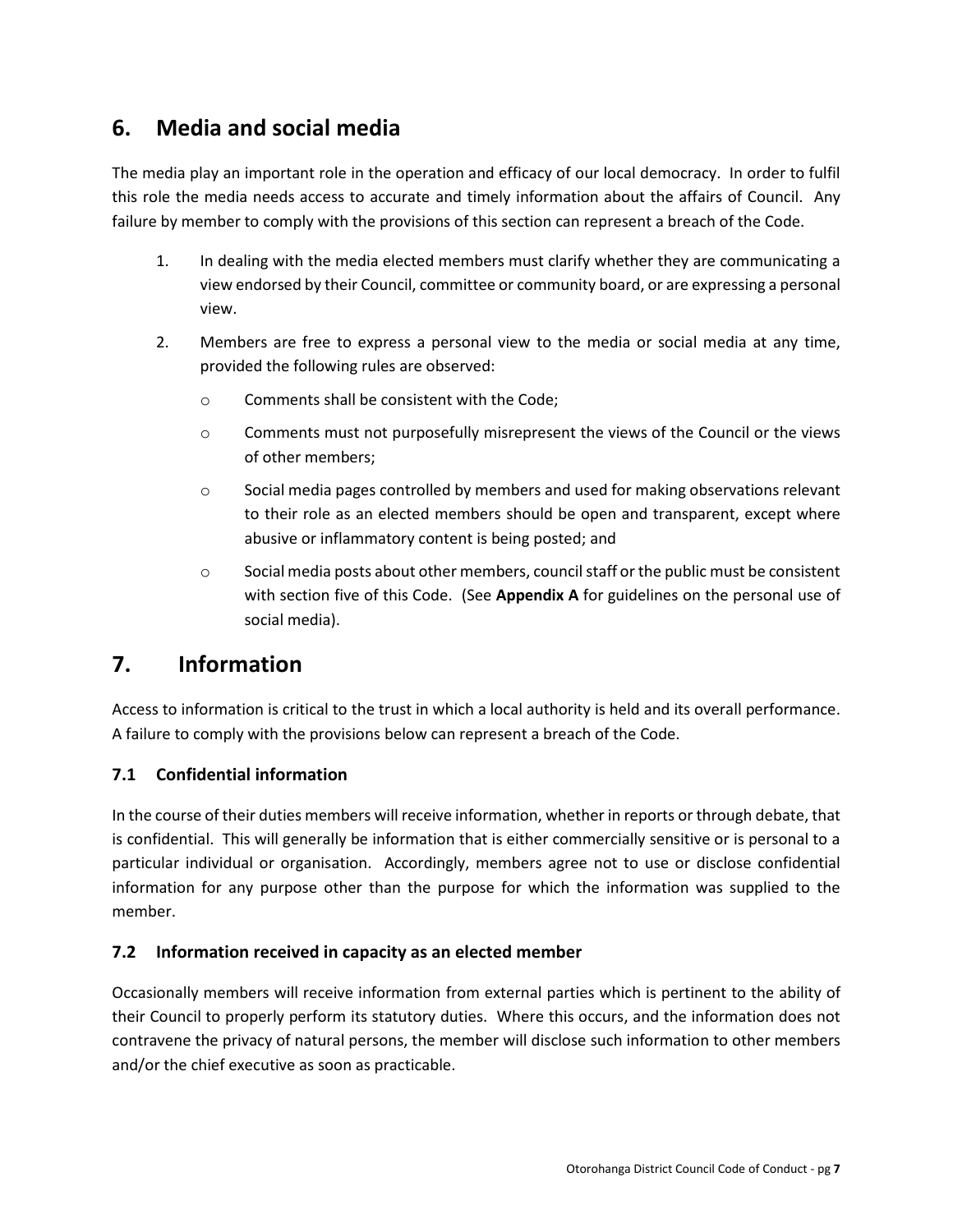## 6. Media and social media

The media play an important role in the operation and efficacy of our local democracy. In order to fulfil this role the media needs access to accurate and timely information about the affairs of Council. Any failure by member to comply with the provisions of this section can represent a breach of the Code.

1. In dealing with the media elected members must clarify whether they are communicating a view endorsed by their Council, committee or community board, or are expressing a personal view.
2. Members are free to express a personal view to the media or social media at any time, provided the following rules are observed:
   - Comments shall be consistent with the Code;
   - Comments must not purposefully misrepresent the views of the Council or the views of other members;
   - Social media pages controlled by members and used for making observations relevant to their role as an elected members should be open and transparent, except where abusive or inflammatory content is being posted; and
   - Social media posts about other members, council staff or the public must be consistent with section five of this Code. (See **Appendix A** for guidelines on the personal use of social media).

## 7. Information

Access to information is critical to the trust in which a local authority is held and its overall performance. A failure to comply with the provisions below can represent a breach of the Code.

### 7.1 Confidential information

In the course of their duties members will receive information, whether in reports or through debate, that is confidential. This will generally be information that is either commercially sensitive or is personal to a particular individual or organisation. Accordingly, members agree not to use or disclose confidential information for any purpose other than the purpose for which the information was supplied to the member.

### 7.2 Information received in capacity as an elected member

Occasionally members will receive information from external parties which is pertinent to the ability of their Council to properly perform its statutory duties. Where this occurs, and the information does not contravene the privacy of natural persons, the member will disclose such information to other members and/or the chief executive as soon as practicable.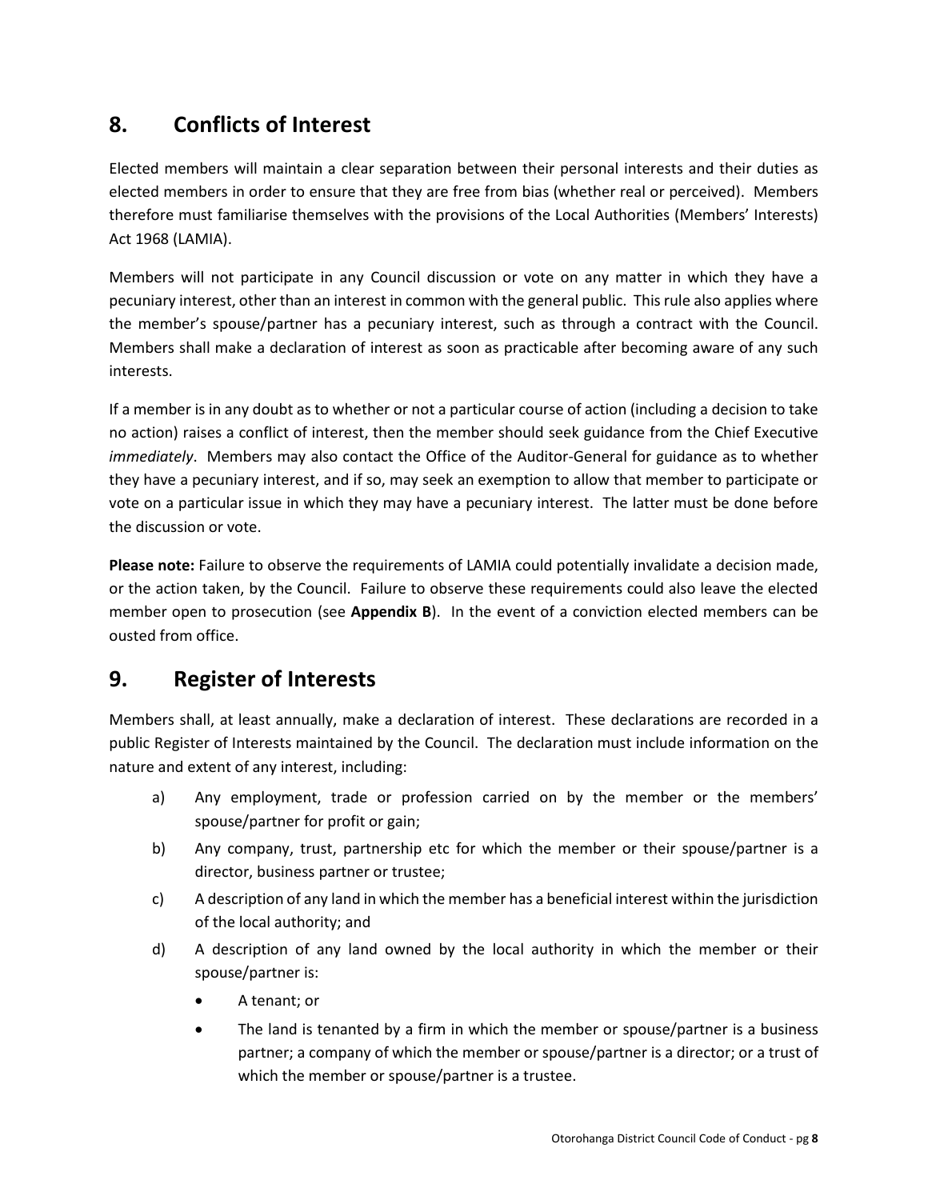## 8. Conflicts of Interest

Elected members will maintain a clear separation between their personal interests and their duties as elected members in order to ensure that they are free from bias (whether real or perceived). Members therefore must familiarise themselves with the provisions of the Local Authorities (Members' Interests) Act 1968 (LAMIA).

Members will not participate in any Council discussion or vote on any matter in which they have a pecuniary interest, other than an interest in common with the general public. This rule also applies where the member's spouse/partner has a pecuniary interest, such as through a contract with the Council. Members shall make a declaration of interest as soon as practicable after becoming aware of any such interests.

If a member is in any doubt as to whether or not a particular course of action (including a decision to take no action) raises a conflict of interest, then the member should seek guidance from the Chief Executive *immediately*. Members may also contact the Office of the Auditor-General for guidance as to whether they have a pecuniary interest, and if so, may seek an exemption to allow that member to participate or vote on a particular issue in which they may have a pecuniary interest. The latter must be done before the discussion or vote.

**Please note:** Failure to observe the requirements of LAMIA could potentially invalidate a decision made, or the action taken, by the Council. Failure to observe these requirements could also leave the elected member open to prosecution (see **Appendix B**). In the event of a conviction elected members can be ousted from office.

## 9. Register of Interests

Members shall, at least annually, make a declaration of interest. These declarations are recorded in a public Register of Interests maintained by the Council. The declaration must include information on the nature and extent of any interest, including:

a) Any employment, trade or profession carried on by the member or the members' spouse/partner for profit or gain;

b) Any company, trust, partnership etc for which the member or their spouse/partner is a director, business partner or trustee;

c) A description of any land in which the member has a beneficial interest within the jurisdiction of the local authority; and

d) A description of any land owned by the local authority in which the member or their spouse/partner is:

- A tenant; or
- The land is tenanted by a firm in which the member or spouse/partner is a business partner; a company of which the member or spouse/partner is a director; or a trust of which the member or spouse/partner is a trustee.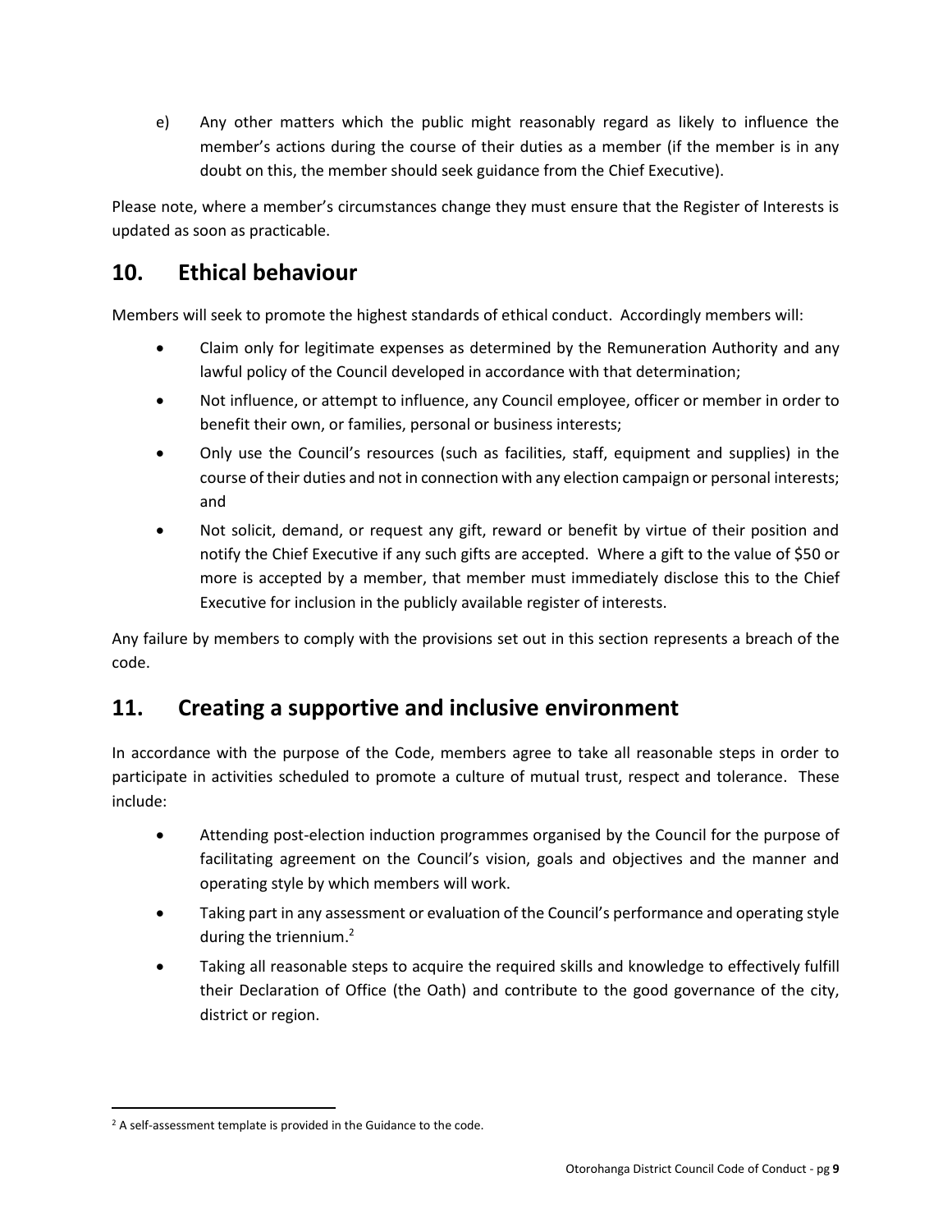e) Any other matters which the public might reasonably regard as likely to influence the member's actions during the course of their duties as a member (if the member is in any doubt on this, the member should seek guidance from the Chief Executive).

Please note, where a member's circumstances change they must ensure that the Register of Interests is updated as soon as practicable.

## 10. Ethical behaviour

Members will seek to promote the highest standards of ethical conduct. Accordingly members will:

- Claim only for legitimate expenses as determined by the Remuneration Authority and any lawful policy of the Council developed in accordance with that determination;
- Not influence, or attempt to influence, any Council employee, officer or member in order to benefit their own, or families, personal or business interests;
- Only use the Council's resources (such as facilities, staff, equipment and supplies) in the course of their duties and not in connection with any election campaign or personal interests; and
- Not solicit, demand, or request any gift, reward or benefit by virtue of their position and notify the Chief Executive if any such gifts are accepted. Where a gift to the value of $50 or more is accepted by a member, that member must immediately disclose this to the Chief Executive for inclusion in the publicly available register of interests.

Any failure by members to comply with the provisions set out in this section represents a breach of the code.

## 11. Creating a supportive and inclusive environment

In accordance with the purpose of the Code, members agree to take all reasonable steps in order to participate in activities scheduled to promote a culture of mutual trust, respect and tolerance. These include:

- Attending post-election induction programmes organised by the Council for the purpose of facilitating agreement on the Council's vision, goals and objectives and the manner and operating style by which members will work.
- Taking part in any assessment or evaluation of the Council's performance and operating style during the triennium.[2]
- Taking all reasonable steps to acquire the required skills and knowledge to effectively fulfill their Declaration of Office (the Oath) and contribute to the good governance of the city, district or region.

[2] A self-assessment template is provided in the Guidance to the code.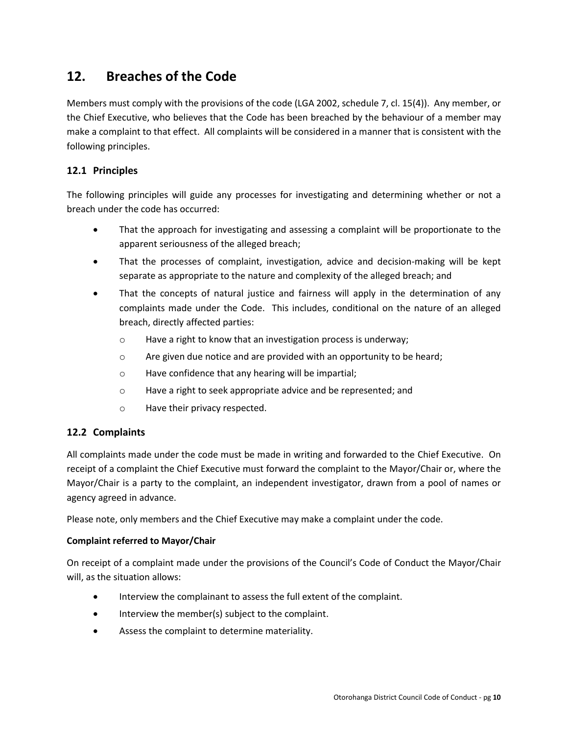# 12. Breaches of the Code

Members must comply with the provisions of the code (LGA 2002, schedule 7, cl. 15(4)). Any member, or the Chief Executive, who believes that the Code has been breached by the behaviour of a member may make a complaint to that effect. All complaints will be considered in a manner that is consistent with the following principles.

## 12.1 Principles

The following principles will guide any processes for investigating and determining whether or not a breach under the code has occurred:

- That the approach for investigating and assessing a complaint will be proportionate to the apparent seriousness of the alleged breach;
- That the processes of complaint, investigation, advice and decision-making will be kept separate as appropriate to the nature and complexity of the alleged breach; and
- That the concepts of natural justice and fairness will apply in the determination of any complaints made under the Code. This includes, conditional on the nature of an alleged breach, directly affected parties:
  - Have a right to know that an investigation process is underway;
  - Are given due notice and are provided with an opportunity to be heard;
  - Have confidence that any hearing will be impartial;
  - Have a right to seek appropriate advice and be represented; and
  - Have their privacy respected.

## 12.2 Complaints

All complaints made under the code must be made in writing and forwarded to the Chief Executive. On receipt of a complaint the Chief Executive must forward the complaint to the Mayor/Chair or, where the Mayor/Chair is a party to the complaint, an independent investigator, drawn from a pool of names or agency agreed in advance.

Please note, only members and the Chief Executive may make a complaint under the code.

**Complaint referred to Mayor/Chair**

On receipt of a complaint made under the provisions of the Council's Code of Conduct the Mayor/Chair will, as the situation allows:

- Interview the complainant to assess the full extent of the complaint.
- Interview the member(s) subject to the complaint.
- Assess the complaint to determine materiality.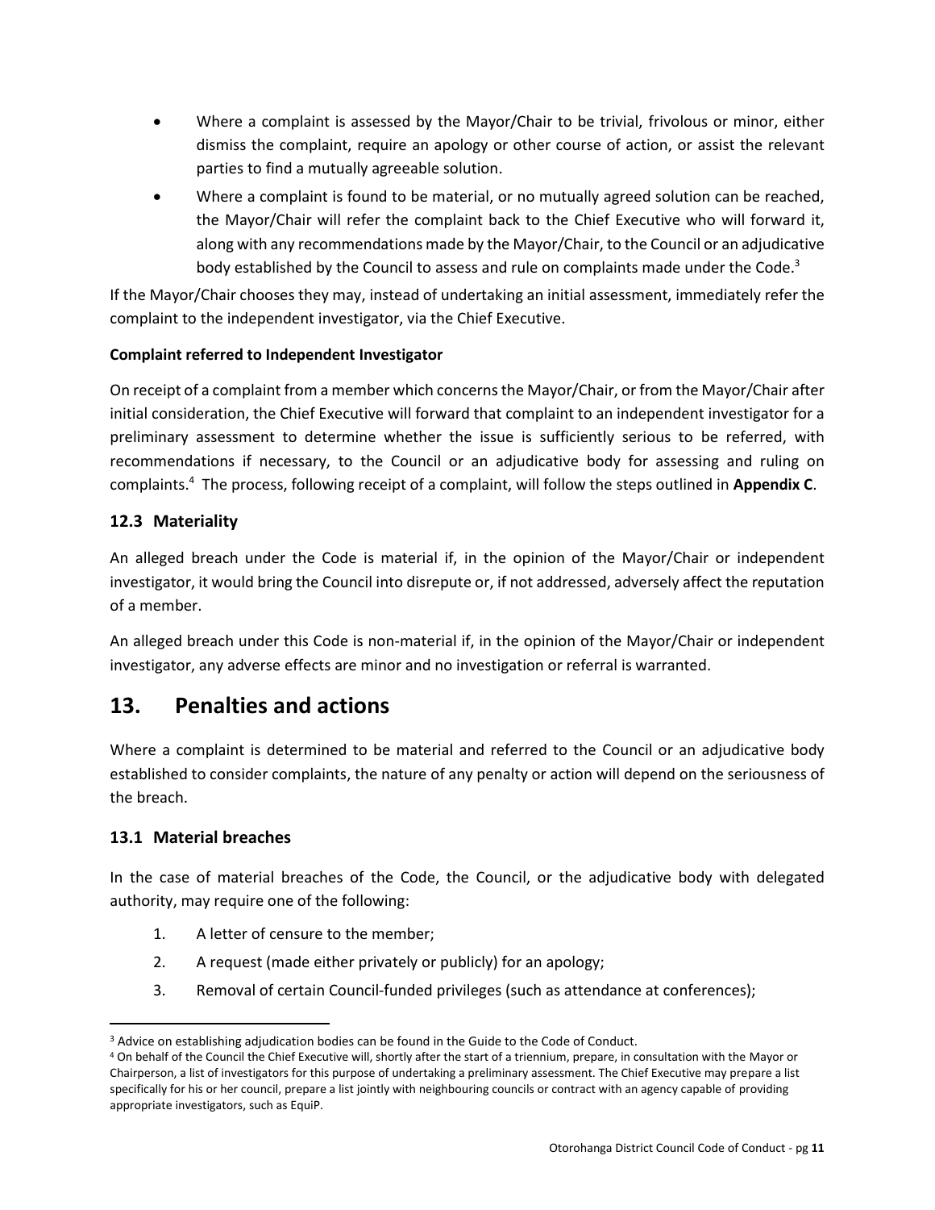- Where a complaint is assessed by the Mayor/Chair to be trivial, frivolous or minor, either dismiss the complaint, require an apology or other course of action, or assist the relevant parties to find a mutually agreeable solution.
- Where a complaint is found to be material, or no mutually agreed solution can be reached, the Mayor/Chair will refer the complaint back to the Chief Executive who will forward it, along with any recommendations made by the Mayor/Chair, to the Council or an adjudicative body established by the Council to assess and rule on complaints made under the Code.[3]

If the Mayor/Chair chooses they may, instead of undertaking an initial assessment, immediately refer the complaint to the independent investigator, via the Chief Executive.

**Complaint referred to Independent Investigator**

On receipt of a complaint from a member which concerns the Mayor/Chair, or from the Mayor/Chair after initial consideration, the Chief Executive will forward that complaint to an independent investigator for a preliminary assessment to determine whether the issue is sufficiently serious to be referred, with recommendations if necessary, to the Council or an adjudicative body for assessing and ruling on complaints.[4] The process, following receipt of a complaint, will follow the steps outlined in **Appendix C**.

### 12.3 Materiality

An alleged breach under the Code is material if, in the opinion of the Mayor/Chair or independent investigator, it would bring the Council into disrepute or, if not addressed, adversely affect the reputation of a member.

An alleged breach under this Code is non-material if, in the opinion of the Mayor/Chair or independent investigator, any adverse effects are minor and no investigation or referral is warranted.

## 13. Penalties and actions

Where a complaint is determined to be material and referred to the Council or an adjudicative body established to consider complaints, the nature of any penalty or action will depend on the seriousness of the breach.

### 13.1 Material breaches

In the case of material breaches of the Code, the Council, or the adjudicative body with delegated authority, may require one of the following:

1. A letter of censure to the member;
2. A request (made either privately or publicly) for an apology;
3. Removal of certain Council-funded privileges (such as attendance at conferences);

---

[3] Advice on establishing adjudication bodies can be found in the Guide to the Code of Conduct.

[4] On behalf of the Council the Chief Executive will, shortly after the start of a triennium, prepare, in consultation with the Mayor or Chairperson, a list of investigators for this purpose of undertaking a preliminary assessment. The Chief Executive may prepare a list specifically for his or her council, prepare a list jointly with neighbouring councils or contract with an agency capable of providing appropriate investigators, such as EquiP.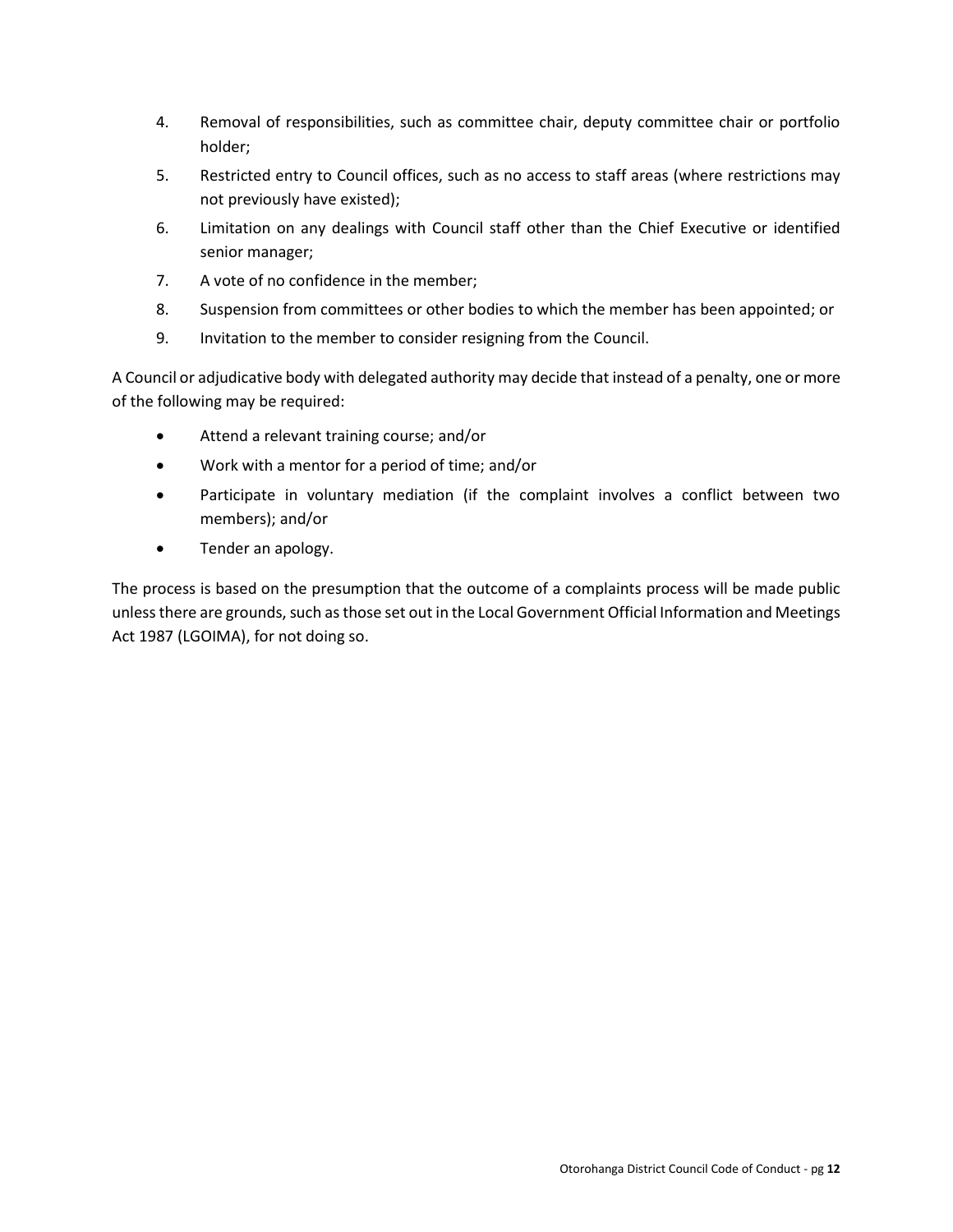4. Removal of responsibilities, such as committee chair, deputy committee chair or portfolio holder;
5. Restricted entry to Council offices, such as no access to staff areas (where restrictions may not previously have existed);
6. Limitation on any dealings with Council staff other than the Chief Executive or identified senior manager;
7. A vote of no confidence in the member;
8. Suspension from committees or other bodies to which the member has been appointed; or
9. Invitation to the member to consider resigning from the Council.

A Council or adjudicative body with delegated authority may decide that instead of a penalty, one or more of the following may be required:

- Attend a relevant training course; and/or
- Work with a mentor for a period of time; and/or
- Participate in voluntary mediation (if the complaint involves a conflict between two members); and/or
- Tender an apology.

The process is based on the presumption that the outcome of a complaints process will be made public unless there are grounds, such as those set out in the Local Government Official Information and Meetings Act 1987 (LGOIMA), for not doing so.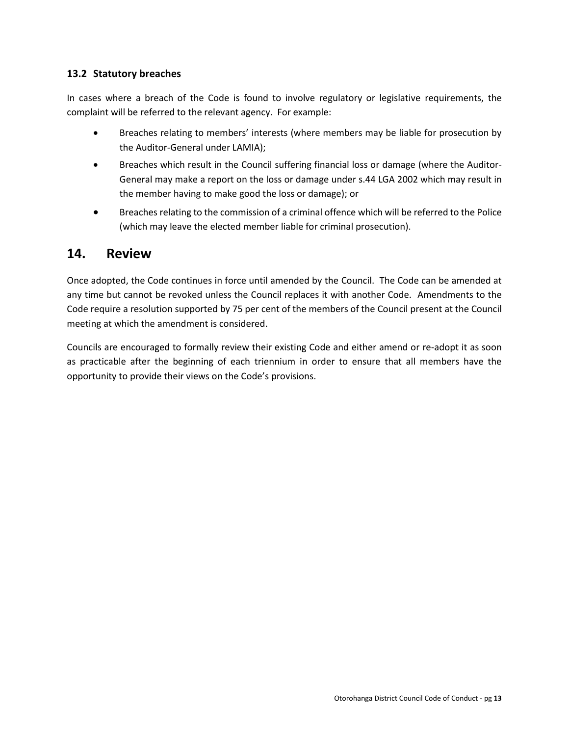### 13.2 Statutory breaches

In cases where a breach of the Code is found to involve regulatory or legislative requirements, the complaint will be referred to the relevant agency. For example:

- Breaches relating to members' interests (where members may be liable for prosecution by the Auditor-General under LAMIA);
- Breaches which result in the Council suffering financial loss or damage (where the Auditor-General may make a report on the loss or damage under s.44 LGA 2002 which may result in the member having to make good the loss or damage); or
- Breaches relating to the commission of a criminal offence which will be referred to the Police (which may leave the elected member liable for criminal prosecution).

## 14. Review

Once adopted, the Code continues in force until amended by the Council. The Code can be amended at any time but cannot be revoked unless the Council replaces it with another Code. Amendments to the Code require a resolution supported by 75 per cent of the members of the Council present at the Council meeting at which the amendment is considered.

Councils are encouraged to formally review their existing Code and either amend or re-adopt it as soon as practicable after the beginning of each triennium in order to ensure that all members have the opportunity to provide their views on the Code's provisions.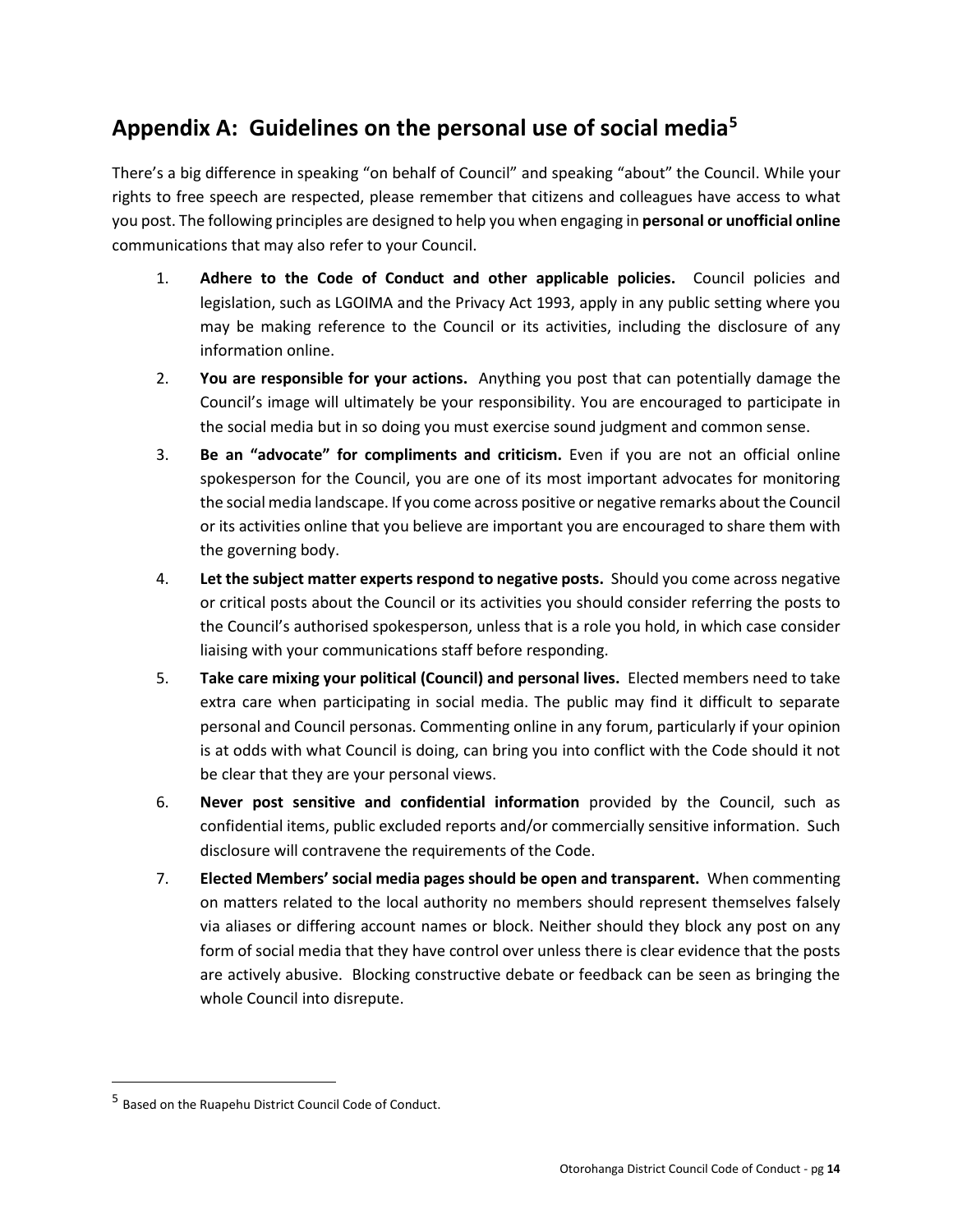## Appendix A: Guidelines on the personal use of social media[5]

There's a big difference in speaking "on behalf of Council" and speaking "about" the Council. While your rights to free speech are respected, please remember that citizens and colleagues have access to what you post. The following principles are designed to help you when engaging in **personal or unofficial online** communications that may also refer to your Council.

1. **Adhere to the Code of Conduct and other applicable policies.** Council policies and legislation, such as LGOIMA and the Privacy Act 1993, apply in any public setting where you may be making reference to the Council or its activities, including the disclosure of any information online.
2. **You are responsible for your actions.** Anything you post that can potentially damage the Council's image will ultimately be your responsibility. You are encouraged to participate in the social media but in so doing you must exercise sound judgment and common sense.
3. **Be an "advocate" for compliments and criticism.** Even if you are not an official online spokesperson for the Council, you are one of its most important advocates for monitoring the social media landscape. If you come across positive or negative remarks about the Council or its activities online that you believe are important you are encouraged to share them with the governing body.
4. **Let the subject matter experts respond to negative posts.** Should you come across negative or critical posts about the Council or its activities you should consider referring the posts to the Council's authorised spokesperson, unless that is a role you hold, in which case consider liaising with your communications staff before responding.
5. **Take care mixing your political (Council) and personal lives.** Elected members need to take extra care when participating in social media. The public may find it difficult to separate personal and Council personas. Commenting online in any forum, particularly if your opinion is at odds with what Council is doing, can bring you into conflict with the Code should it not be clear that they are your personal views.
6. **Never post sensitive and confidential information** provided by the Council, such as confidential items, public excluded reports and/or commercially sensitive information. Such disclosure will contravene the requirements of the Code.
7. **Elected Members' social media pages should be open and transparent.** When commenting on matters related to the local authority no members should represent themselves falsely via aliases or differing account names or block. Neither should they block any post on any form of social media that they have control over unless there is clear evidence that the posts are actively abusive. Blocking constructive debate or feedback can be seen as bringing the whole Council into disrepute.

---

[5] Based on the Ruapehu District Council Code of Conduct.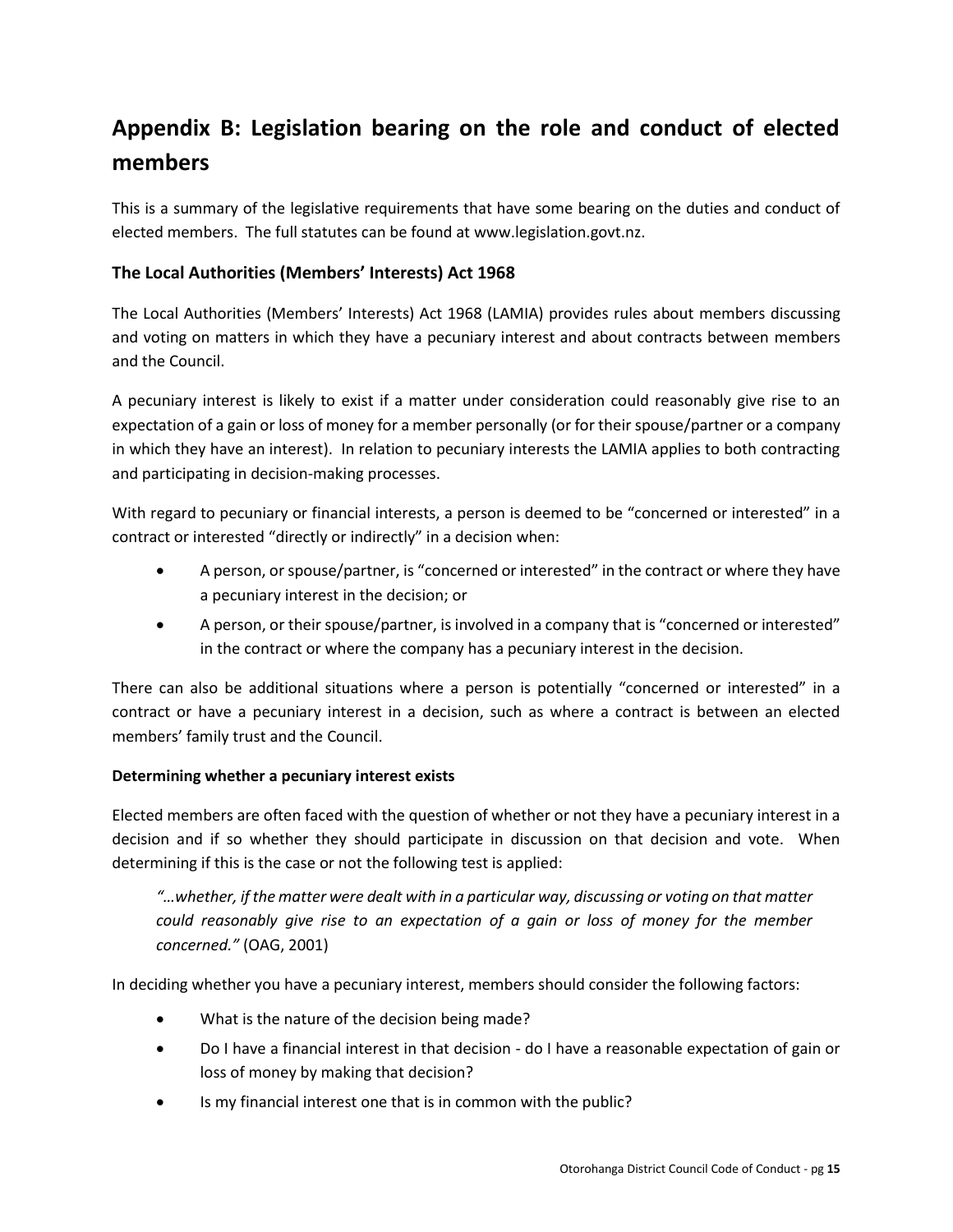# Appendix B: Legislation bearing on the role and conduct of elected members

This is a summary of the legislative requirements that have some bearing on the duties and conduct of elected members. The full statutes can be found at www.legislation.govt.nz.

## The Local Authorities (Members' Interests) Act 1968

The Local Authorities (Members' Interests) Act 1968 (LAMIA) provides rules about members discussing and voting on matters in which they have a pecuniary interest and about contracts between members and the Council.

A pecuniary interest is likely to exist if a matter under consideration could reasonably give rise to an expectation of a gain or loss of money for a member personally (or for their spouse/partner or a company in which they have an interest). In relation to pecuniary interests the LAMIA applies to both contracting and participating in decision-making processes.

With regard to pecuniary or financial interests, a person is deemed to be "concerned or interested" in a contract or interested "directly or indirectly" in a decision when:

- A person, or spouse/partner, is "concerned or interested" in the contract or where they have a pecuniary interest in the decision; or
- A person, or their spouse/partner, is involved in a company that is "concerned or interested" in the contract or where the company has a pecuniary interest in the decision.

There can also be additional situations where a person is potentially "concerned or interested" in a contract or have a pecuniary interest in a decision, such as where a contract is between an elected members' family trust and the Council.

### Determining whether a pecuniary interest exists

Elected members are often faced with the question of whether or not they have a pecuniary interest in a decision and if so whether they should participate in discussion on that decision and vote. When determining if this is the case or not the following test is applied:

> *"…whether, if the matter were dealt with in a particular way, discussing or voting on that matter could reasonably give rise to an expectation of a gain or loss of money for the member concerned."* (OAG, 2001)

In deciding whether you have a pecuniary interest, members should consider the following factors:

- What is the nature of the decision being made?
- Do I have a financial interest in that decision - do I have a reasonable expectation of gain or loss of money by making that decision?
- Is my financial interest one that is in common with the public?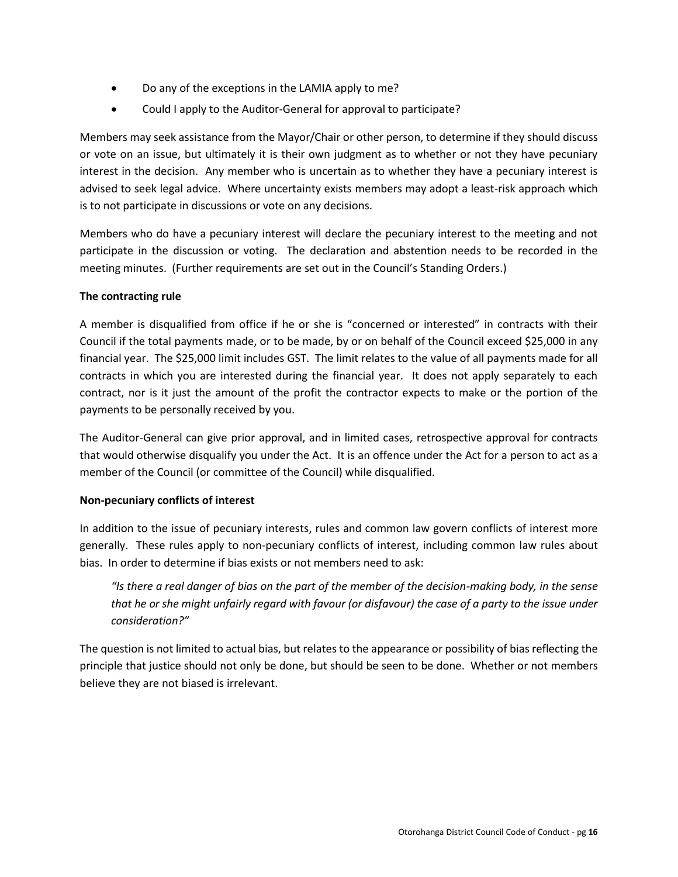- Do any of the exceptions in the LAMIA apply to me?
- Could I apply to the Auditor-General for approval to participate?

Members may seek assistance from the Mayor/Chair or other person, to determine if they should discuss or vote on an issue, but ultimately it is their own judgment as to whether or not they have pecuniary interest in the decision. Any member who is uncertain as to whether they have a pecuniary interest is advised to seek legal advice. Where uncertainty exists members may adopt a least-risk approach which is to not participate in discussions or vote on any decisions.

Members who do have a pecuniary interest will declare the pecuniary interest to the meeting and not participate in the discussion or voting. The declaration and abstention needs to be recorded in the meeting minutes. (Further requirements are set out in the Council's Standing Orders.)

**The contracting rule**

A member is disqualified from office if he or she is "concerned or interested" in contracts with their Council if the total payments made, or to be made, by or on behalf of the Council exceed $25,000 in any financial year. The $25,000 limit includes GST. The limit relates to the value of all payments made for all contracts in which you are interested during the financial year. It does not apply separately to each contract, nor is it just the amount of the profit the contractor expects to make or the portion of the payments to be personally received by you.

The Auditor-General can give prior approval, and in limited cases, retrospective approval for contracts that would otherwise disqualify you under the Act. It is an offence under the Act for a person to act as a member of the Council (or committee of the Council) while disqualified.

**Non-pecuniary conflicts of interest**

In addition to the issue of pecuniary interests, rules and common law govern conflicts of interest more generally. These rules apply to non-pecuniary conflicts of interest, including common law rules about bias. In order to determine if bias exists or not members need to ask:

> *"Is there a real danger of bias on the part of the member of the decision-making body, in the sense that he or she might unfairly regard with favour (or disfavour) the case of a party to the issue under consideration?"*

The question is not limited to actual bias, but relates to the appearance or possibility of bias reflecting the principle that justice should not only be done, but should be seen to be done. Whether or not members believe they are not biased is irrelevant.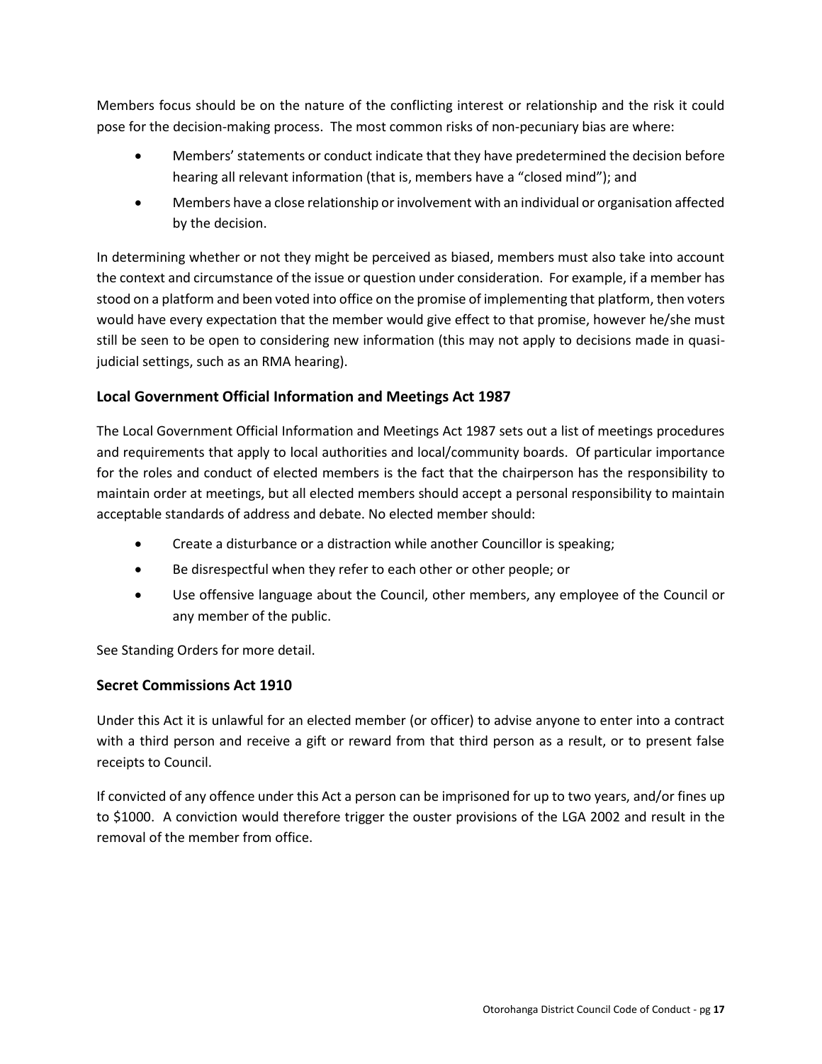Members focus should be on the nature of the conflicting interest or relationship and the risk it could pose for the decision-making process. The most common risks of non-pecuniary bias are where:

- Members' statements or conduct indicate that they have predetermined the decision before hearing all relevant information (that is, members have a "closed mind"); and
- Members have a close relationship or involvement with an individual or organisation affected by the decision.

In determining whether or not they might be perceived as biased, members must also take into account the context and circumstance of the issue or question under consideration. For example, if a member has stood on a platform and been voted into office on the promise of implementing that platform, then voters would have every expectation that the member would give effect to that promise, however he/she must still be seen to be open to considering new information (this may not apply to decisions made in quasi-judicial settings, such as an RMA hearing).

### Local Government Official Information and Meetings Act 1987

The Local Government Official Information and Meetings Act 1987 sets out a list of meetings procedures and requirements that apply to local authorities and local/community boards. Of particular importance for the roles and conduct of elected members is the fact that the chairperson has the responsibility to maintain order at meetings, but all elected members should accept a personal responsibility to maintain acceptable standards of address and debate. No elected member should:

- Create a disturbance or a distraction while another Councillor is speaking;
- Be disrespectful when they refer to each other or other people; or
- Use offensive language about the Council, other members, any employee of the Council or any member of the public.

See Standing Orders for more detail.

### Secret Commissions Act 1910

Under this Act it is unlawful for an elected member (or officer) to advise anyone to enter into a contract with a third person and receive a gift or reward from that third person as a result, or to present false receipts to Council.

If convicted of any offence under this Act a person can be imprisoned for up to two years, and/or fines up to $1000. A conviction would therefore trigger the ouster provisions of the LGA 2002 and result in the removal of the member from office.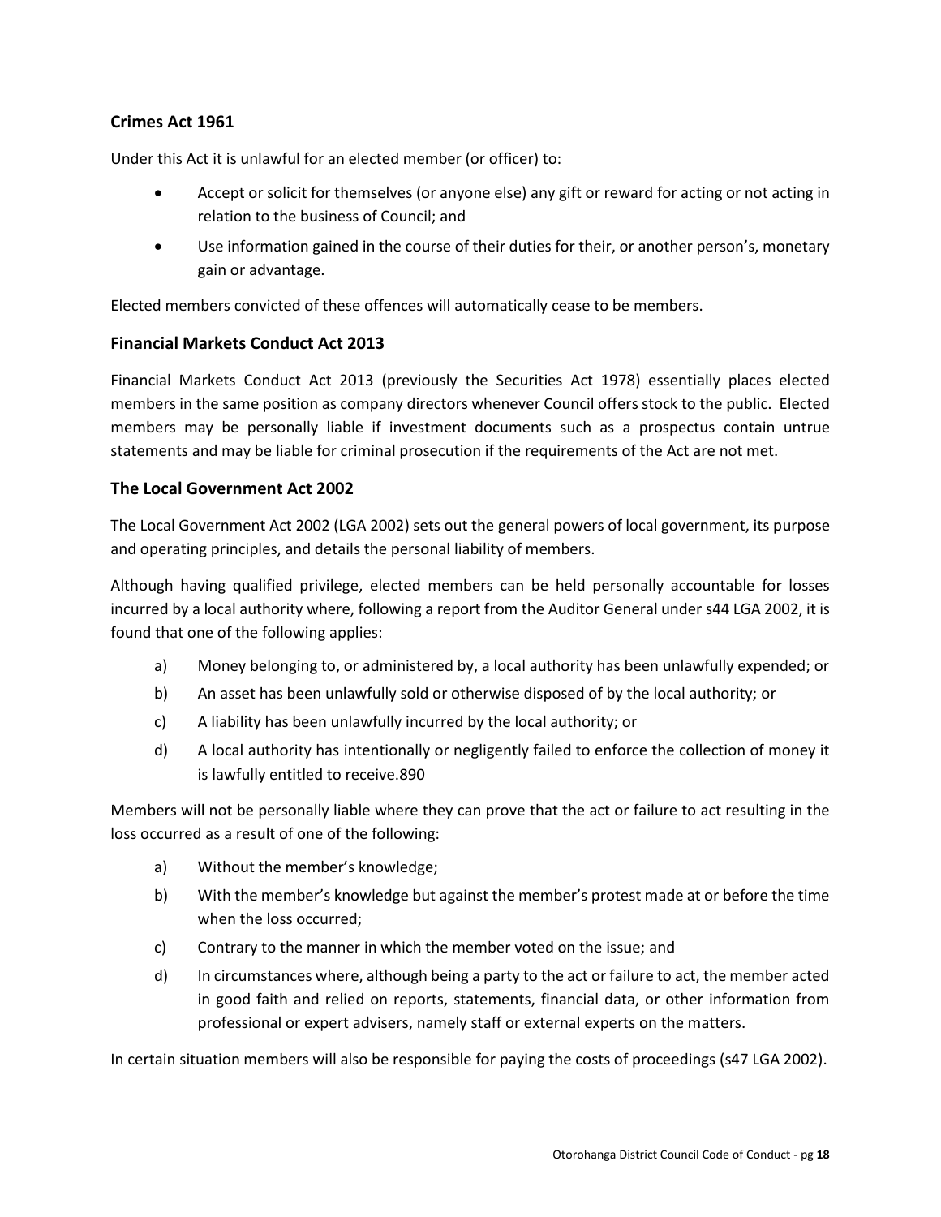### Crimes Act 1961

Under this Act it is unlawful for an elected member (or officer) to:

- Accept or solicit for themselves (or anyone else) any gift or reward for acting or not acting in relation to the business of Council; and
- Use information gained in the course of their duties for their, or another person's, monetary gain or advantage.

Elected members convicted of these offences will automatically cease to be members.

### Financial Markets Conduct Act 2013

Financial Markets Conduct Act 2013 (previously the Securities Act 1978) essentially places elected members in the same position as company directors whenever Council offers stock to the public. Elected members may be personally liable if investment documents such as a prospectus contain untrue statements and may be liable for criminal prosecution if the requirements of the Act are not met.

### The Local Government Act 2002

The Local Government Act 2002 (LGA 2002) sets out the general powers of local government, its purpose and operating principles, and details the personal liability of members.

Although having qualified privilege, elected members can be held personally accountable for losses incurred by a local authority where, following a report from the Auditor General under s44 LGA 2002, it is found that one of the following applies:

a) Money belonging to, or administered by, a local authority has been unlawfully expended; or

b) An asset has been unlawfully sold or otherwise disposed of by the local authority; or

c) A liability has been unlawfully incurred by the local authority; or

d) A local authority has intentionally or negligently failed to enforce the collection of money it is lawfully entitled to receive.890

Members will not be personally liable where they can prove that the act or failure to act resulting in the loss occurred as a result of one of the following:

a) Without the member's knowledge;

b) With the member's knowledge but against the member's protest made at or before the time when the loss occurred;

c) Contrary to the manner in which the member voted on the issue; and

d) In circumstances where, although being a party to the act or failure to act, the member acted in good faith and relied on reports, statements, financial data, or other information from professional or expert advisers, namely staff or external experts on the matters.

In certain situation members will also be responsible for paying the costs of proceedings (s47 LGA 2002).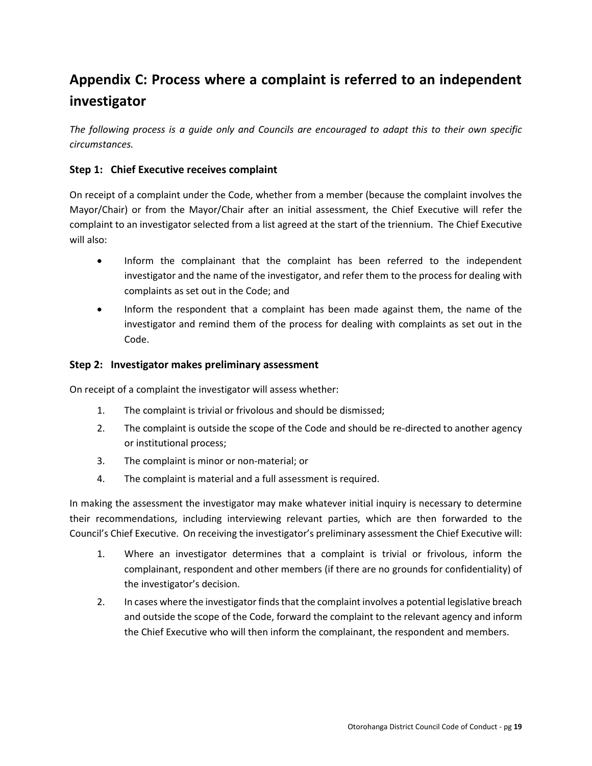## Appendix C: Process where a complaint is referred to an independent investigator

*The following process is a guide only and Councils are encouraged to adapt this to their own specific circumstances.*

### Step 1: Chief Executive receives complaint

On receipt of a complaint under the Code, whether from a member (because the complaint involves the Mayor/Chair) or from the Mayor/Chair after an initial assessment, the Chief Executive will refer the complaint to an investigator selected from a list agreed at the start of the triennium. The Chief Executive will also:

- Inform the complainant that the complaint has been referred to the independent investigator and the name of the investigator, and refer them to the process for dealing with complaints as set out in the Code; and
- Inform the respondent that a complaint has been made against them, the name of the investigator and remind them of the process for dealing with complaints as set out in the Code.

### Step 2: Investigator makes preliminary assessment

On receipt of a complaint the investigator will assess whether:

1. The complaint is trivial or frivolous and should be dismissed;
2. The complaint is outside the scope of the Code and should be re-directed to another agency or institutional process;
3. The complaint is minor or non-material; or
4. The complaint is material and a full assessment is required.

In making the assessment the investigator may make whatever initial inquiry is necessary to determine their recommendations, including interviewing relevant parties, which are then forwarded to the Council's Chief Executive. On receiving the investigator's preliminary assessment the Chief Executive will:

1. Where an investigator determines that a complaint is trivial or frivolous, inform the complainant, respondent and other members (if there are no grounds for confidentiality) of the investigator's decision.
2. In cases where the investigator finds that the complaint involves a potential legislative breach and outside the scope of the Code, forward the complaint to the relevant agency and inform the Chief Executive who will then inform the complainant, the respondent and members.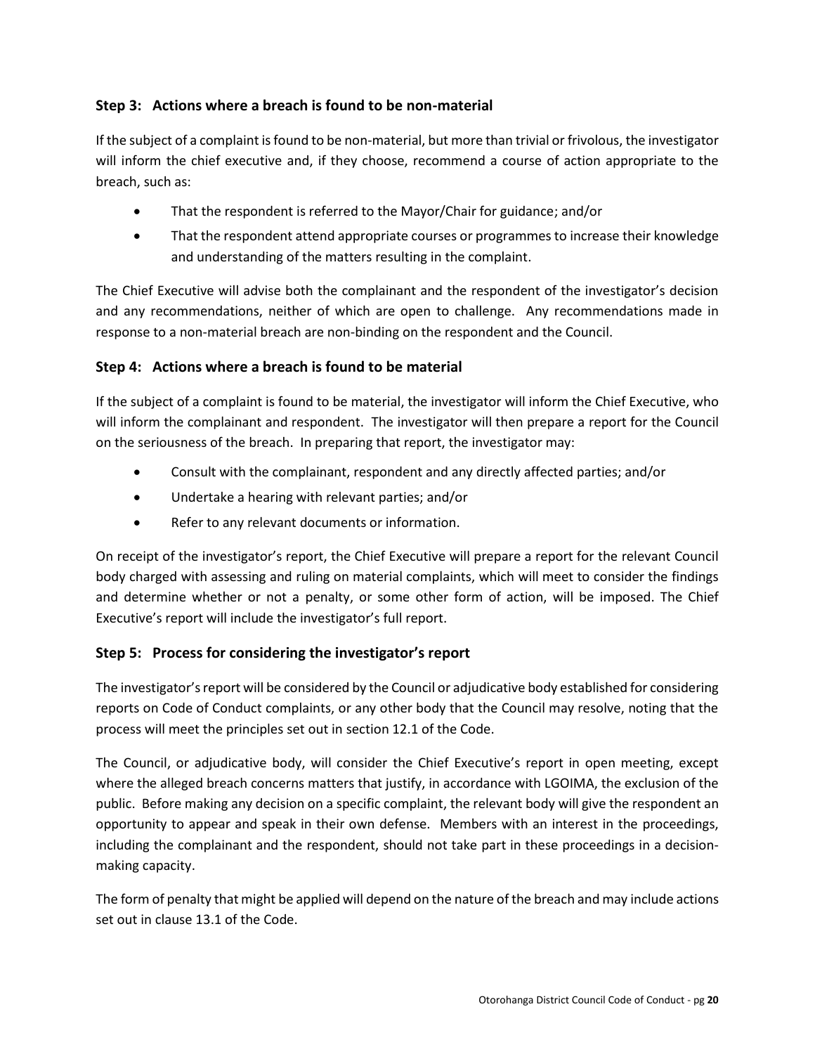### Step 3: Actions where a breach is found to be non-material

If the subject of a complaint is found to be non-material, but more than trivial or frivolous, the investigator will inform the chief executive and, if they choose, recommend a course of action appropriate to the breach, such as:

- That the respondent is referred to the Mayor/Chair for guidance; and/or
- That the respondent attend appropriate courses or programmes to increase their knowledge and understanding of the matters resulting in the complaint.

The Chief Executive will advise both the complainant and the respondent of the investigator's decision and any recommendations, neither of which are open to challenge. Any recommendations made in response to a non-material breach are non-binding on the respondent and the Council.

### Step 4: Actions where a breach is found to be material

If the subject of a complaint is found to be material, the investigator will inform the Chief Executive, who will inform the complainant and respondent. The investigator will then prepare a report for the Council on the seriousness of the breach. In preparing that report, the investigator may:

- Consult with the complainant, respondent and any directly affected parties; and/or
- Undertake a hearing with relevant parties; and/or
- Refer to any relevant documents or information.

On receipt of the investigator's report, the Chief Executive will prepare a report for the relevant Council body charged with assessing and ruling on material complaints, which will meet to consider the findings and determine whether or not a penalty, or some other form of action, will be imposed. The Chief Executive's report will include the investigator's full report.

### Step 5: Process for considering the investigator's report

The investigator's report will be considered by the Council or adjudicative body established for considering reports on Code of Conduct complaints, or any other body that the Council may resolve, noting that the process will meet the principles set out in section 12.1 of the Code.

The Council, or adjudicative body, will consider the Chief Executive's report in open meeting, except where the alleged breach concerns matters that justify, in accordance with LGOIMA, the exclusion of the public. Before making any decision on a specific complaint, the relevant body will give the respondent an opportunity to appear and speak in their own defense. Members with an interest in the proceedings, including the complainant and the respondent, should not take part in these proceedings in a decision-making capacity.

The form of penalty that might be applied will depend on the nature of the breach and may include actions set out in clause 13.1 of the Code.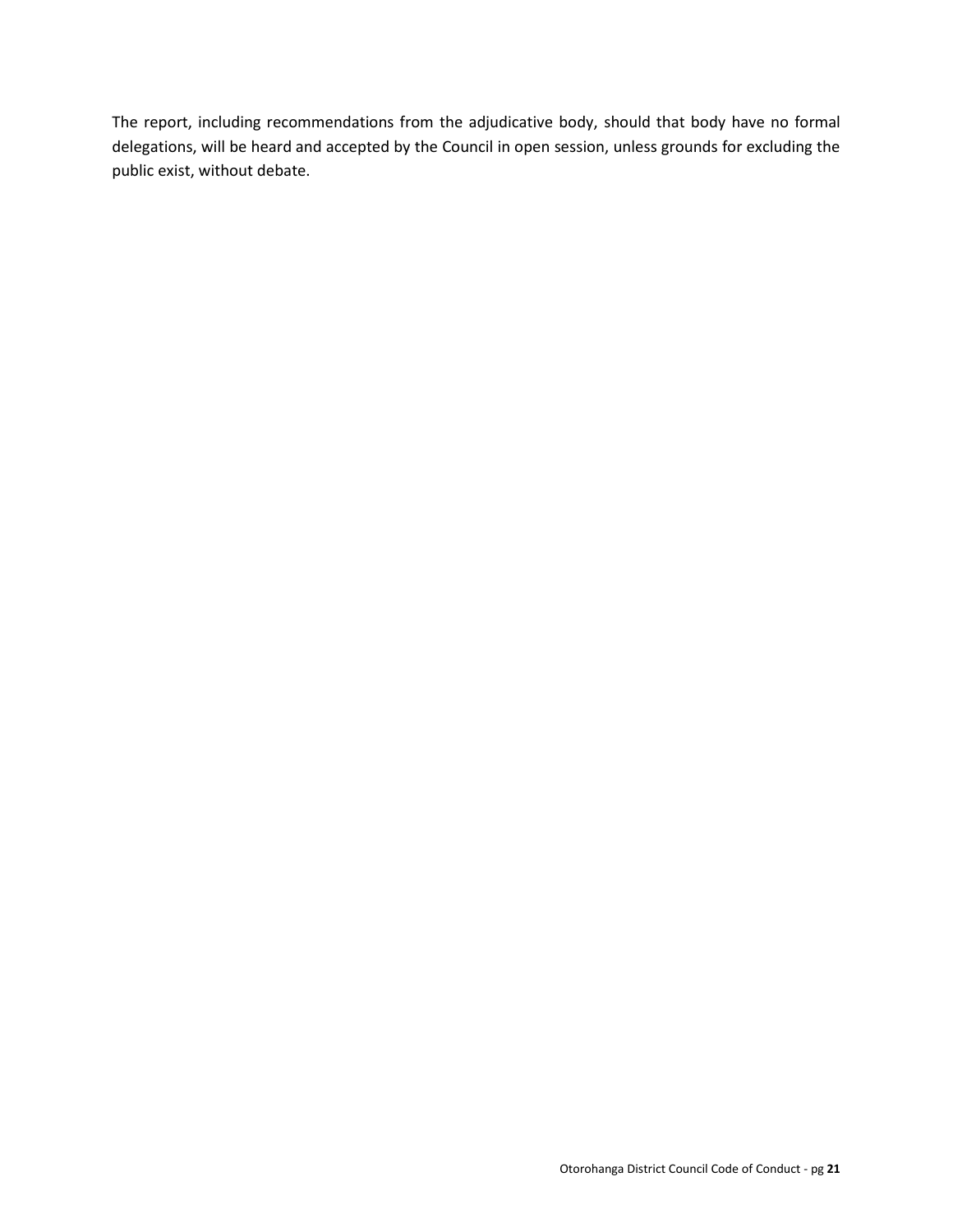The report, including recommendations from the adjudicative body, should that body have no formal delegations, will be heard and accepted by the Council in open session, unless grounds for excluding the public exist, without debate.